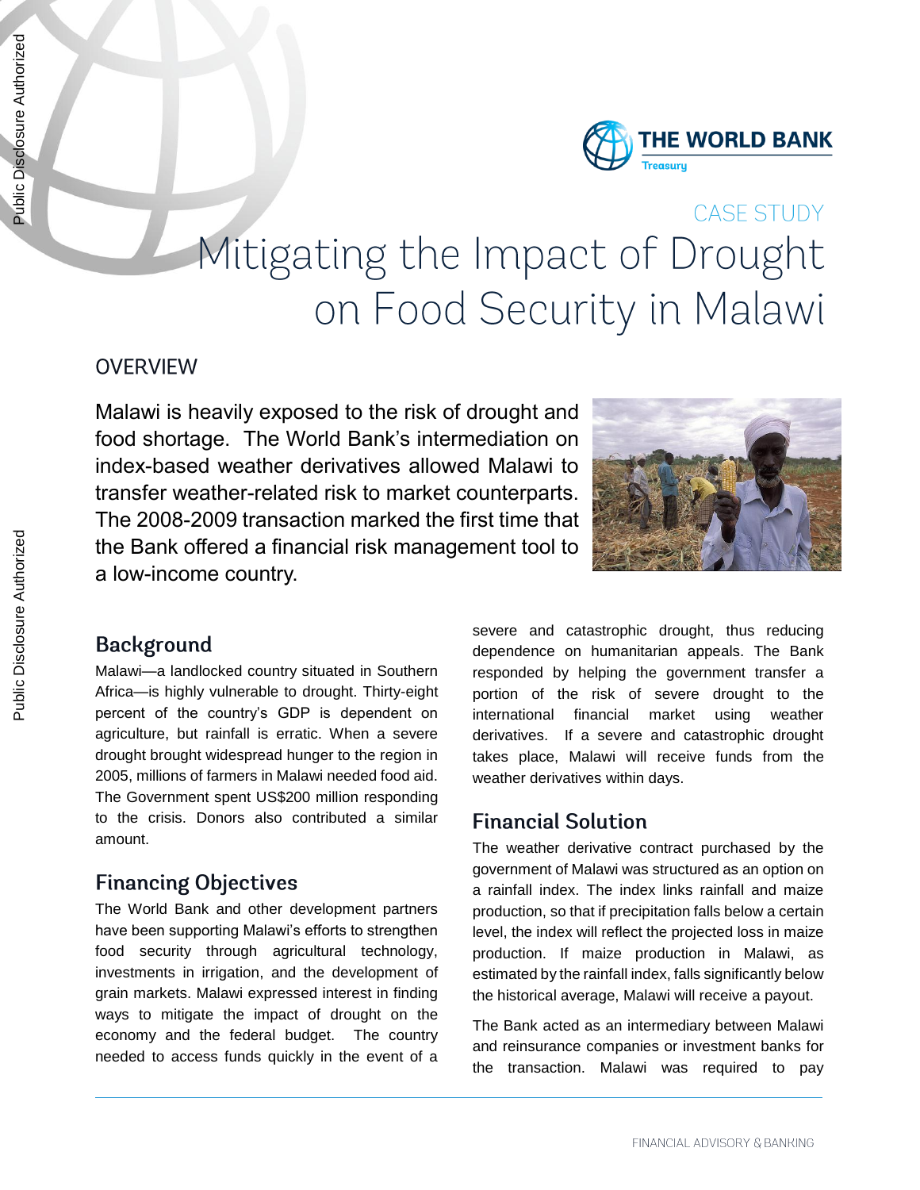CASE STUDY

# Mitigating the Impact of Drought on Food Security in Malawi

## OVERVIEW

Malawi is heavily exposed to the risk of drought and food shortage. The World Bank's intermediation on index-based weather derivatives allowed Malawi to transfer weather-related risk to market counterparts. The 2008-2009 transaction marked the first time that the Bank offered a financial risk management tool to a low-income country.

## Background

Malawi—a landlocked country situated in Southern Africa—is highly vulnerable to drought. Thirty-eight percent of the country's GDP is dependent on agriculture, but rainfall is erratic. When a severe drought brought widespread hunger to the region in 2005, millions of farmers in Malawi needed food aid. The Government spent US$200 million responding to the crisis. Donors also contributed a similar amount.

## Financing Objectives

The World Bank and other development partners have been supporting Malawi's efforts to strengthen food security through agricultural technology, investments in irrigation, and the development of grain markets. Malawi expressed interest in finding ways to mitigate the impact of drought on the economy and the federal budget. The country needed to access funds quickly in the event of a severe and catastrophic drought, thus reducing dependence on humanitarian appeals. The Bank responded by helping the government transfer a portion of the risk of severe drought to the international financial market using weather derivatives. If a severe and catastrophic drought takes place, Malawi will receive funds from the weather derivatives within days.

## Financial Solution

The weather derivative contract purchased by the government of Malawi was structured as an option on a rainfall index. The index links rainfall and maize production, so that if precipitation falls below a certain level, the index will reflect the projected loss in maize production. If maize production in Malawi, as estimated by the rainfall index, falls significantly below the historical average, Malawi will receive a payout.

The Bank acted as an intermediary between Malawi and reinsurance companies or investment banks for the transaction. Malawi was required to pay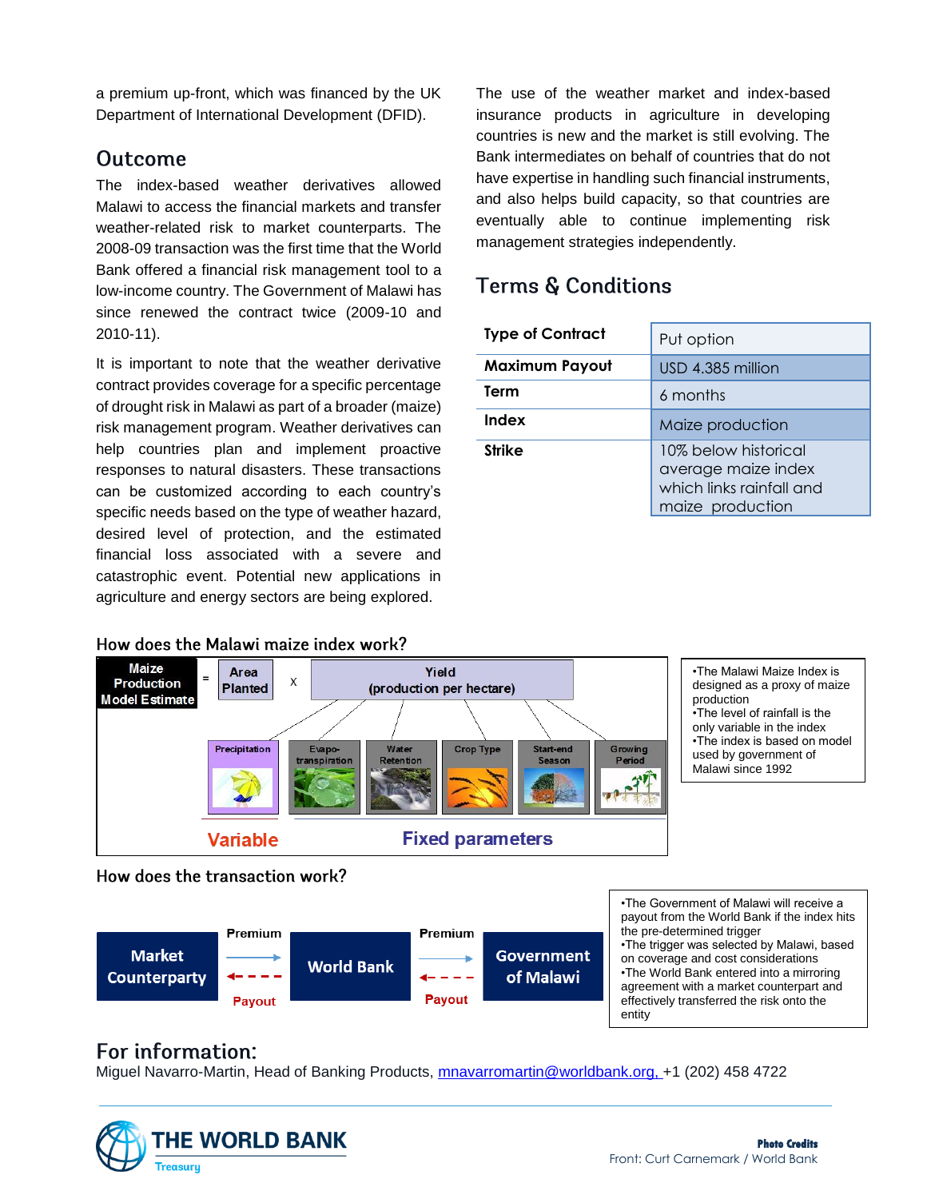a premium up-front, which was financed by the UK Department of International Development (DFID).

## Outcome

The index-based weather derivatives allowed Malawi to access the financial markets and transfer weather-related risk to market counterparts. The 2008-09 transaction was the first time that the World Bank offered a financial risk management tool to a low-income country. The Government of Malawi has since renewed the contract twice (2009-10 and 2010-11).

It is important to note that the weather derivative contract provides coverage for a specific percentage of drought risk in Malawi as part of a broader (maize) risk management program. Weather derivatives can help countries plan and implement proactive responses to natural disasters. These transactions can be customized according to each country's specific needs based on the type of weather hazard, desired level of protection, and the estimated financial loss associated with a severe and catastrophic event. Potential new applications in agriculture and energy sectors are being explored.

The use of the weather market and index-based insurance products in agriculture in developing countries is new and the market is still evolving. The Bank intermediates on behalf of countries that do not have expertise in handling such financial instruments, and also helps build capacity, so that countries are eventually able to continue implementing risk management strategies independently.

## Terms & Conditions

| | |
|---|---|
| **Type of Contract** | Put option |
| **Maximum Payout** | USD 4.385 million |
| **Term** | 6 months |
| **Index** | Maize production |
| **Strike** | 10% below historical average maize index which links rainfall and maize production |

### How does the Malawi maize index work?

Maize Production Model Estimate = Area Planted x Yield (production per hectare)

Precipitation
Evapo-transpiration
Water Retention
Crop Type
Start-end Season
Growing Period

Variable
Fixed parameters

- The Malawi Maize Index is designed as a proxy of maize production
- The level of rainfall is the only variable in the index
- The index is based on model used by government of Malawi since 1992

### How does the transaction work?

Market Counterparty
Premium
Payout
World Bank
Premium
Payout
Government of Malawi

- The Government of Malawi will receive a payout from the World Bank if the index hits the pre-determined trigger
- The trigger was selected by Malawi, based on coverage and cost considerations
- The World Bank entered into a mirroring agreement with a market counterpart and effectively transferred the risk onto the entity

## For information:

Miguel Navarro-Martin, Head of Banking Products, mnavarromartin@worldbank.org, +1 (202) 458 4722

THE WORLD BANK
Treasury

**Photo Credits**
Front: Curt Carnemark / World Bank